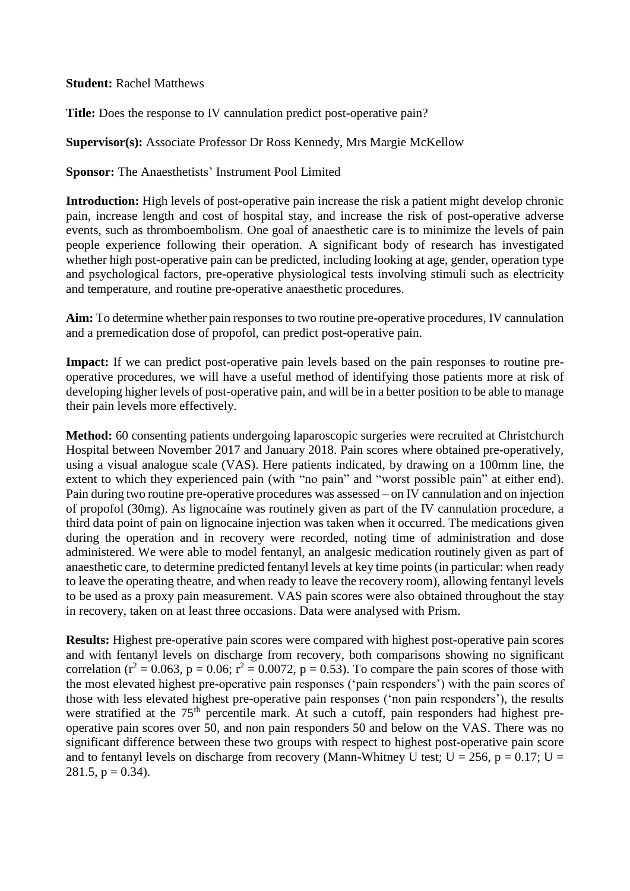**Student:** Rachel Matthews

**Title:** Does the response to IV cannulation predict post-operative pain?

**Supervisor(s):** Associate Professor Dr Ross Kennedy, Mrs Margie McKellow

**Sponsor:** The Anaesthetists' Instrument Pool Limited

**Introduction:** High levels of post-operative pain increase the risk a patient might develop chronic pain, increase length and cost of hospital stay, and increase the risk of post-operative adverse events, such as thromboembolism. One goal of anaesthetic care is to minimize the levels of pain people experience following their operation. A significant body of research has investigated whether high post-operative pain can be predicted, including looking at age, gender, operation type and psychological factors, pre-operative physiological tests involving stimuli such as electricity and temperature, and routine pre-operative anaesthetic procedures.

**Aim:** To determine whether pain responses to two routine pre-operative procedures, IV cannulation and a premedication dose of propofol, can predict post-operative pain.

**Impact:** If we can predict post-operative pain levels based on the pain responses to routine pre-operative procedures, we will have a useful method of identifying those patients more at risk of developing higher levels of post-operative pain, and will be in a better position to be able to manage their pain levels more effectively.

**Method:** 60 consenting patients undergoing laparoscopic surgeries were recruited at Christchurch Hospital between November 2017 and January 2018. Pain scores where obtained pre-operatively, using a visual analogue scale (VAS). Here patients indicated, by drawing on a 100mm line, the extent to which they experienced pain (with "no pain" and "worst possible pain" at either end). Pain during two routine pre-operative procedures was assessed – on IV cannulation and on injection of propofol (30mg). As lignocaine was routinely given as part of the IV cannulation procedure, a third data point of pain on lignocaine injection was taken when it occurred. The medications given during the operation and in recovery were recorded, noting time of administration and dose administered. We were able to model fentanyl, an analgesic medication routinely given as part of anaesthetic care, to determine predicted fentanyl levels at key time points (in particular: when ready to leave the operating theatre, and when ready to leave the recovery room), allowing fentanyl levels to be used as a proxy pain measurement. VAS pain scores were also obtained throughout the stay in recovery, taken on at least three occasions. Data were analysed with Prism.

**Results:** Highest pre-operative pain scores were compared with highest post-operative pain scores and with fentanyl levels on discharge from recovery, both comparisons showing no significant correlation ($r^2 = 0.063$, $p = 0.06$; $r^2 = 0.0072$, $p = 0.53$). To compare the pain scores of those with the most elevated highest pre-operative pain responses ('pain responders') with the pain scores of those with less elevated highest pre-operative pain responses ('non pain responders'), the results were stratified at the 75$^{th}$ percentile mark. At such a cutoff, pain responders had highest pre-operative pain scores over 50, and non pain responders 50 and below on the VAS. There was no significant difference between these two groups with respect to highest post-operative pain score and to fentanyl levels on discharge from recovery (Mann-Whitney U test; $U = 256$, $p = 0.17$; $U = 281.5$, $p = 0.34$).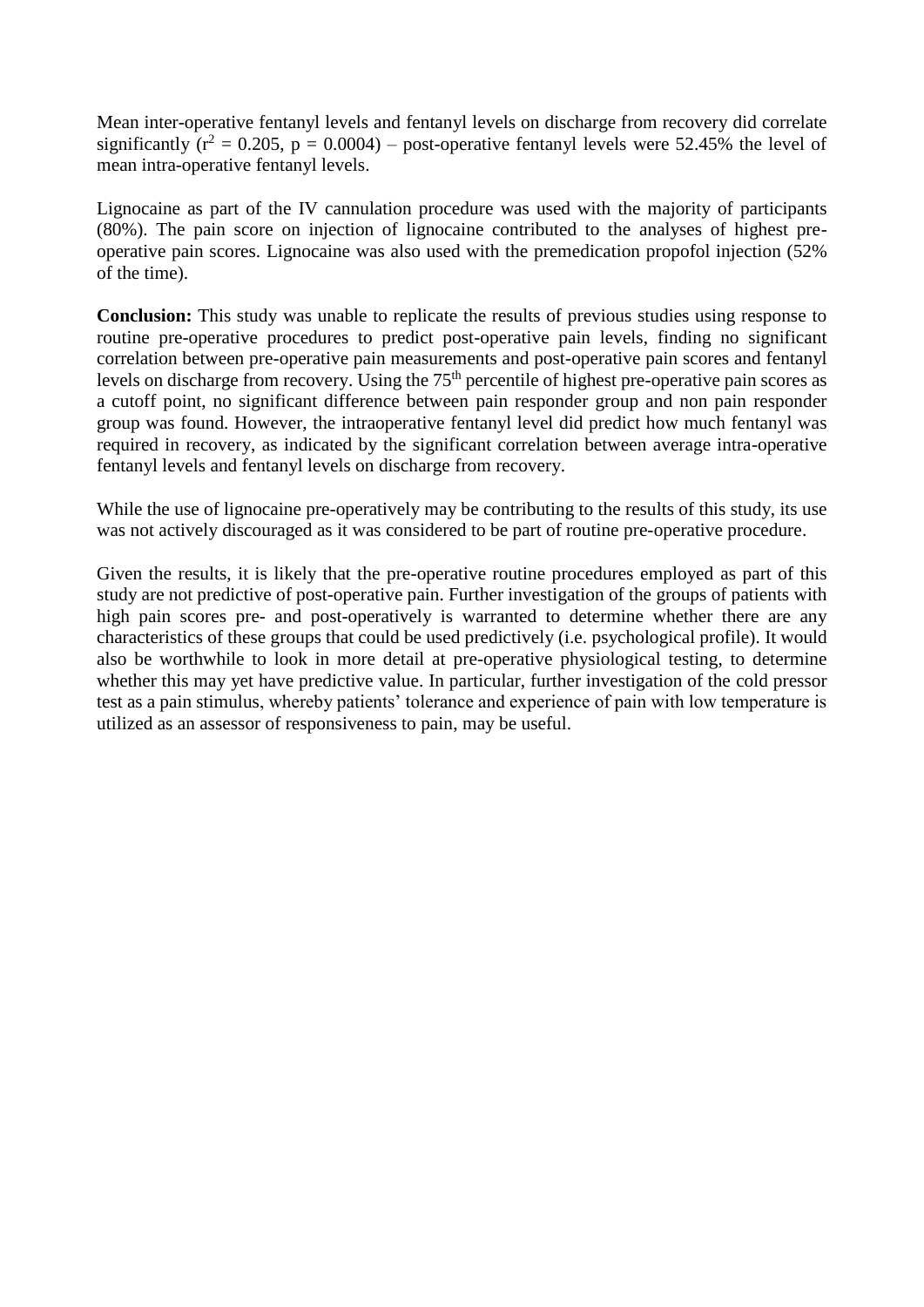Mean inter-operative fentanyl levels and fentanyl levels on discharge from recovery did correlate significantly ($r^2 = 0.205$, $p = 0.0004$) – post-operative fentanyl levels were 52.45% the level of mean intra-operative fentanyl levels.

Lignocaine as part of the IV cannulation procedure was used with the majority of participants (80%). The pain score on injection of lignocaine contributed to the analyses of highest pre-operative pain scores. Lignocaine was also used with the premedication propofol injection (52% of the time).

**Conclusion:** This study was unable to replicate the results of previous studies using response to routine pre-operative procedures to predict post-operative pain levels, finding no significant correlation between pre-operative pain measurements and post-operative pain scores and fentanyl levels on discharge from recovery. Using the 75$^{th}$ percentile of highest pre-operative pain scores as a cutoff point, no significant difference between pain responder group and non pain responder group was found. However, the intraoperative fentanyl level did predict how much fentanyl was required in recovery, as indicated by the significant correlation between average intra-operative fentanyl levels and fentanyl levels on discharge from recovery.

While the use of lignocaine pre-operatively may be contributing to the results of this study, its use was not actively discouraged as it was considered to be part of routine pre-operative procedure.

Given the results, it is likely that the pre-operative routine procedures employed as part of this study are not predictive of post-operative pain. Further investigation of the groups of patients with high pain scores pre- and post-operatively is warranted to determine whether there are any characteristics of these groups that could be used predictively (i.e. psychological profile). It would also be worthwhile to look in more detail at pre-operative physiological testing, to determine whether this may yet have predictive value. In particular, further investigation of the cold pressor test as a pain stimulus, whereby patients' tolerance and experience of pain with low temperature is utilized as an assessor of responsiveness to pain, may be useful.